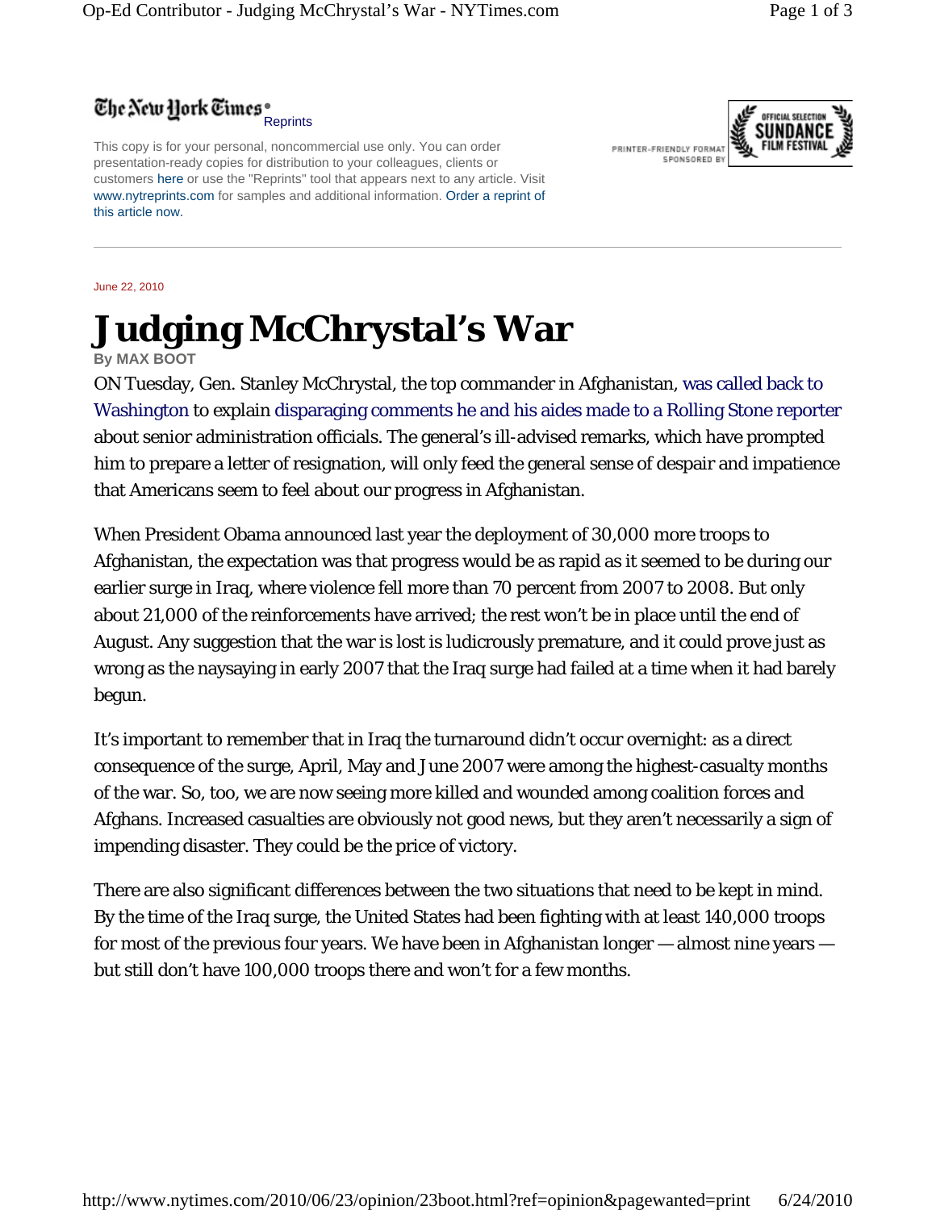The New York Times

Reprints

This copy is for your personal, noncommercial use only. You can order presentation-ready copies for distribution to your colleagues, clients or customers here or use the "Reprints" tool that appears next to any article. Visit www.nytreprints.com for samples and additional information. Order a reprint of this article now.

PRINTER-FRIENDLY FORMAT SPONSORED BY

June 22, 2010

# Judging McChrystal's War

**By MAX BOOT**

ON Tuesday, Gen. Stanley McChrystal, the top commander in Afghanistan, was called back to Washington to explain disparaging comments he and his aides made to a Rolling Stone reporter about senior administration officials. The general's ill-advised remarks, which have prompted him to prepare a letter of resignation, will only feed the general sense of despair and impatience that Americans seem to feel about our progress in Afghanistan.

When President Obama announced last year the deployment of 30,000 more troops to Afghanistan, the expectation was that progress would be as rapid as it seemed to be during our earlier surge in Iraq, where violence fell more than 70 percent from 2007 to 2008. But only about 21,000 of the reinforcements have arrived; the rest won't be in place until the end of August. Any suggestion that the war is lost is ludicrously premature, and it could prove just as wrong as the naysaying in early 2007 that the Iraq surge had failed at a time when it had barely begun.

It's important to remember that in Iraq the turnaround didn't occur overnight: as a direct consequence of the surge, April, May and June 2007 were among the highest-casualty months of the war. So, too, we are now seeing more killed and wounded among coalition forces and Afghans. Increased casualties are obviously not good news, but they aren't necessarily a sign of impending disaster. They could be the price of victory.

There are also significant differences between the two situations that need to be kept in mind. By the time of the Iraq surge, the United States had been fighting with at least 140,000 troops for most of the previous four years. We have been in Afghanistan longer — almost nine years — but still don't have 100,000 troops there and won't for a few months.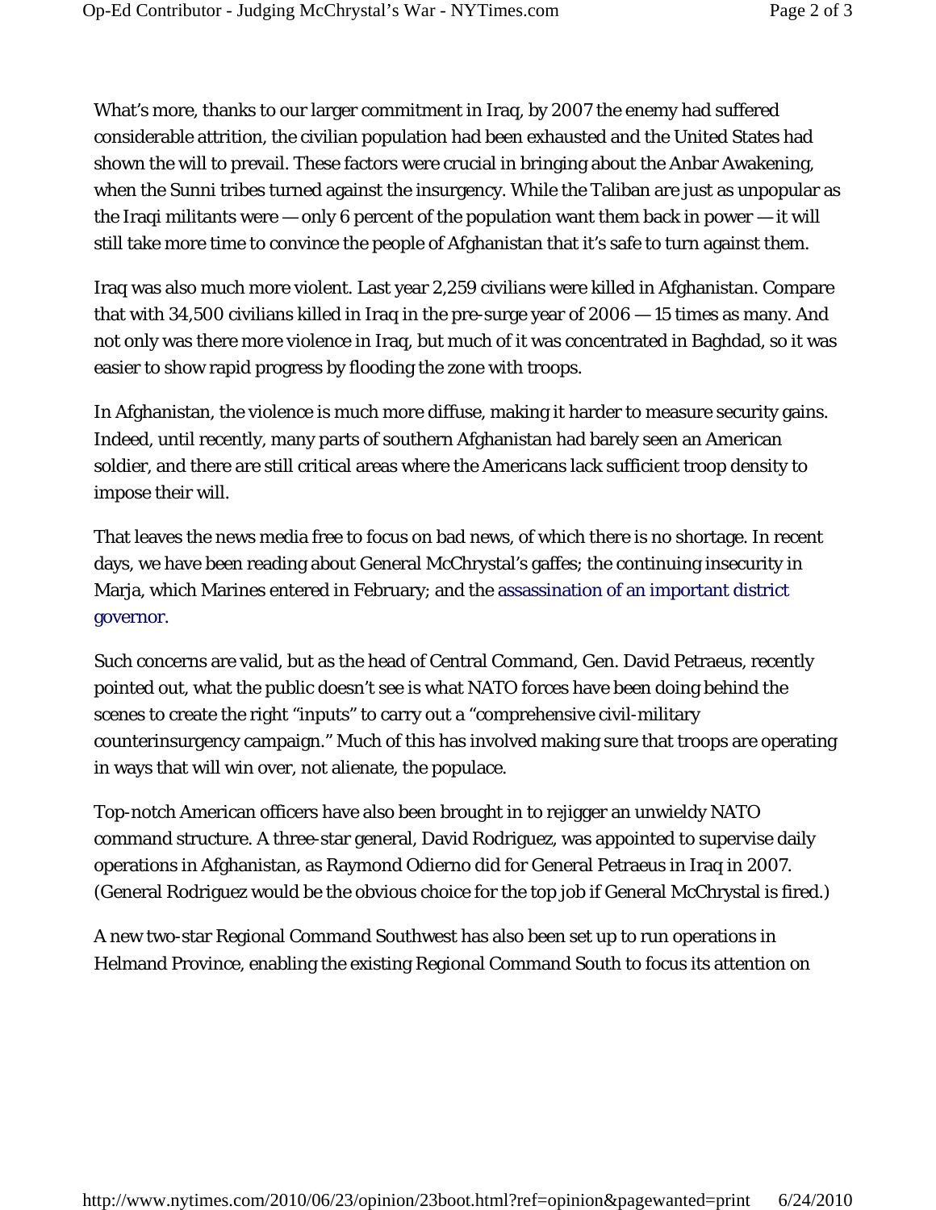What's more, thanks to our larger commitment in Iraq, by 2007 the enemy had suffered considerable attrition, the civilian population had been exhausted and the United States had shown the will to prevail. These factors were crucial in bringing about the Anbar Awakening, when the Sunni tribes turned against the insurgency. While the Taliban are just as unpopular as the Iraqi militants were — only 6 percent of the population want them back in power — it will still take more time to convince the people of Afghanistan that it's safe to turn against them.

Iraq was also much more violent. Last year 2,259 civilians were killed in Afghanistan. Compare that with 34,500 civilians killed in Iraq in the pre-surge year of 2006 — 15 times as many. And not only was there more violence in Iraq, but much of it was concentrated in Baghdad, so it was easier to show rapid progress by flooding the zone with troops.

In Afghanistan, the violence is much more diffuse, making it harder to measure security gains. Indeed, until recently, many parts of southern Afghanistan had barely seen an American soldier, and there are still critical areas where the Americans lack sufficient troop density to impose their will.

That leaves the news media free to focus on bad news, of which there is no shortage. In recent days, we have been reading about General McChrystal's gaffes; the continuing insecurity in Marja, which Marines entered in February; and the assassination of an important district governor.

Such concerns are valid, but as the head of Central Command, Gen. David Petraeus, recently pointed out, what the public doesn't see is what NATO forces have been doing behind the scenes to create the right "inputs" to carry out a "comprehensive civil-military counterinsurgency campaign." Much of this has involved making sure that troops are operating in ways that will win over, not alienate, the populace.

Top-notch American officers have also been brought in to rejigger an unwieldy NATO command structure. A three-star general, David Rodriguez, was appointed to supervise daily operations in Afghanistan, as Raymond Odierno did for General Petraeus in Iraq in 2007. (General Rodriguez would be the obvious choice for the top job if General McChrystal is fired.)

A new two-star Regional Command Southwest has also been set up to run operations in Helmand Province, enabling the existing Regional Command South to focus its attention on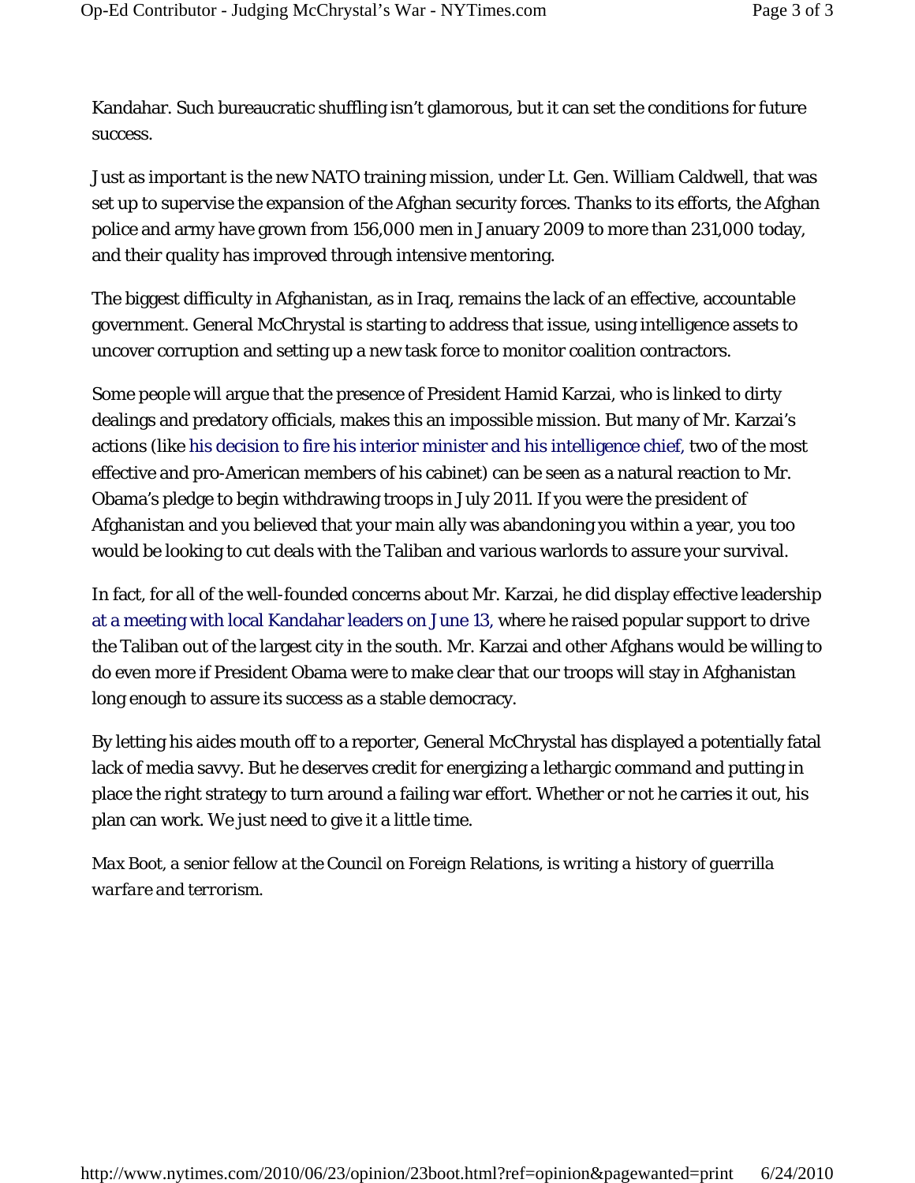Kandahar. Such bureaucratic shuffling isn't glamorous, but it can set the conditions for future success.

Just as important is the new NATO training mission, under Lt. Gen. William Caldwell, that was set up to supervise the expansion of the Afghan security forces. Thanks to its efforts, the Afghan police and army have grown from 156,000 men in January 2009 to more than 231,000 today, and their quality has improved through intensive mentoring.

The biggest difficulty in Afghanistan, as in Iraq, remains the lack of an effective, accountable government. General McChrystal is starting to address that issue, using intelligence assets to uncover corruption and setting up a new task force to monitor coalition contractors.

Some people will argue that the presence of President Hamid Karzai, who is linked to dirty dealings and predatory officials, makes this an impossible mission. But many of Mr. Karzai's actions (like his decision to fire his interior minister and his intelligence chief, two of the most effective and pro-American members of his cabinet) can be seen as a natural reaction to Mr. Obama's pledge to begin withdrawing troops in July 2011. If you were the president of Afghanistan and you believed that your main ally was abandoning you within a year, you too would be looking to cut deals with the Taliban and various warlords to assure your survival.

In fact, for all of the well-founded concerns about Mr. Karzai, he did display effective leadership at a meeting with local Kandahar leaders on June 13, where he raised popular support to drive the Taliban out of the largest city in the south. Mr. Karzai and other Afghans would be willing to do even more if President Obama were to make clear that our troops will stay in Afghanistan long enough to assure its success as a stable democracy.

By letting his aides mouth off to a reporter, General McChrystal has displayed a potentially fatal lack of media savvy. But he deserves credit for energizing a lethargic command and putting in place the right strategy to turn around a failing war effort. Whether or not he carries it out, his plan can work. We just need to give it a little time.

*Max Boot, a senior fellow at the Council on Foreign Relations, is writing a history of guerrilla warfare and terrorism.*